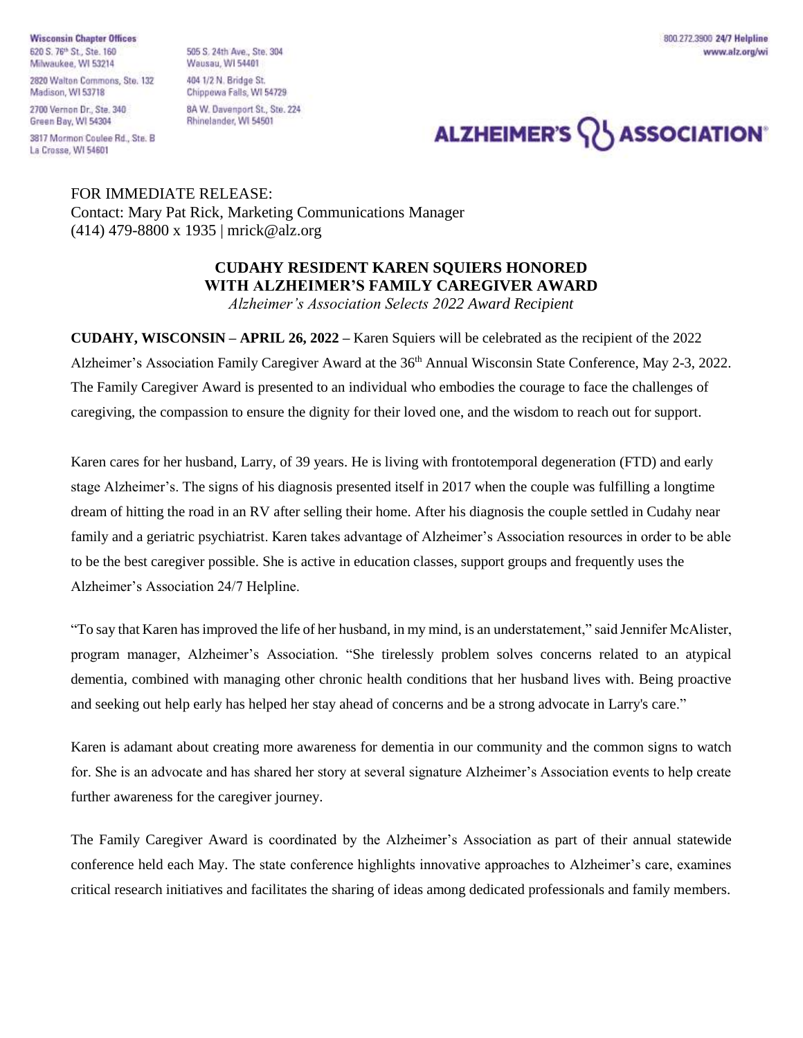**Wisconsin Chapter Offices**
620 S. 76th St., Ste. 160
Milwaukee, WI 53214

2820 Walton Commons, Ste. 132
Madison, WI 53718

2700 Vernon Dr., Ste. 340
Green Bay, WI 54304

3817 Mormon Coulee Rd., Ste. B
La Crosse, WI 54601

505 S. 24th Ave., Ste. 304
Wausau, WI 54401

404 1/2 N. Bridge St.
Chippewa Falls, WI 54729

8A W. Davenport St., Ste. 224
Rhinelander, WI 54501

800.272.3900 **24/7 Helpline**
**www.alz.org/wi**

**ALZHEIMER'S ASSOCIATION**

FOR IMMEDIATE RELEASE:
Contact: Mary Pat Rick, Marketing Communications Manager
(414) 479-8800 x 1935 | mrick@alz.org

## CUDAHY RESIDENT KAREN SQUIERS HONORED WITH ALZHEIMER'S FAMILY CAREGIVER AWARD

*Alzheimer's Association Selects 2022 Award Recipient*

**CUDAHY, WISCONSIN – APRIL 26, 2022 –** Karen Squiers will be celebrated as the recipient of the 2022 Alzheimer's Association Family Caregiver Award at the 36th Annual Wisconsin State Conference, May 2-3, 2022. The Family Caregiver Award is presented to an individual who embodies the courage to face the challenges of caregiving, the compassion to ensure the dignity for their loved one, and the wisdom to reach out for support.

Karen cares for her husband, Larry, of 39 years. He is living with frontotemporal degeneration (FTD) and early stage Alzheimer's. The signs of his diagnosis presented itself in 2017 when the couple was fulfilling a longtime dream of hitting the road in an RV after selling their home. After his diagnosis the couple settled in Cudahy near family and a geriatric psychiatrist. Karen takes advantage of Alzheimer's Association resources in order to be able to be the best caregiver possible. She is active in education classes, support groups and frequently uses the Alzheimer's Association 24/7 Helpline.

"To say that Karen has improved the life of her husband, in my mind, is an understatement," said Jennifer McAlister, program manager, Alzheimer's Association. "She tirelessly problem solves concerns related to an atypical dementia, combined with managing other chronic health conditions that her husband lives with. Being proactive and seeking out help early has helped her stay ahead of concerns and be a strong advocate in Larry's care."

Karen is adamant about creating more awareness for dementia in our community and the common signs to watch for. She is an advocate and has shared her story at several signature Alzheimer's Association events to help create further awareness for the caregiver journey.

The Family Caregiver Award is coordinated by the Alzheimer's Association as part of their annual statewide conference held each May. The state conference highlights innovative approaches to Alzheimer's care, examines critical research initiatives and facilitates the sharing of ideas among dedicated professionals and family members.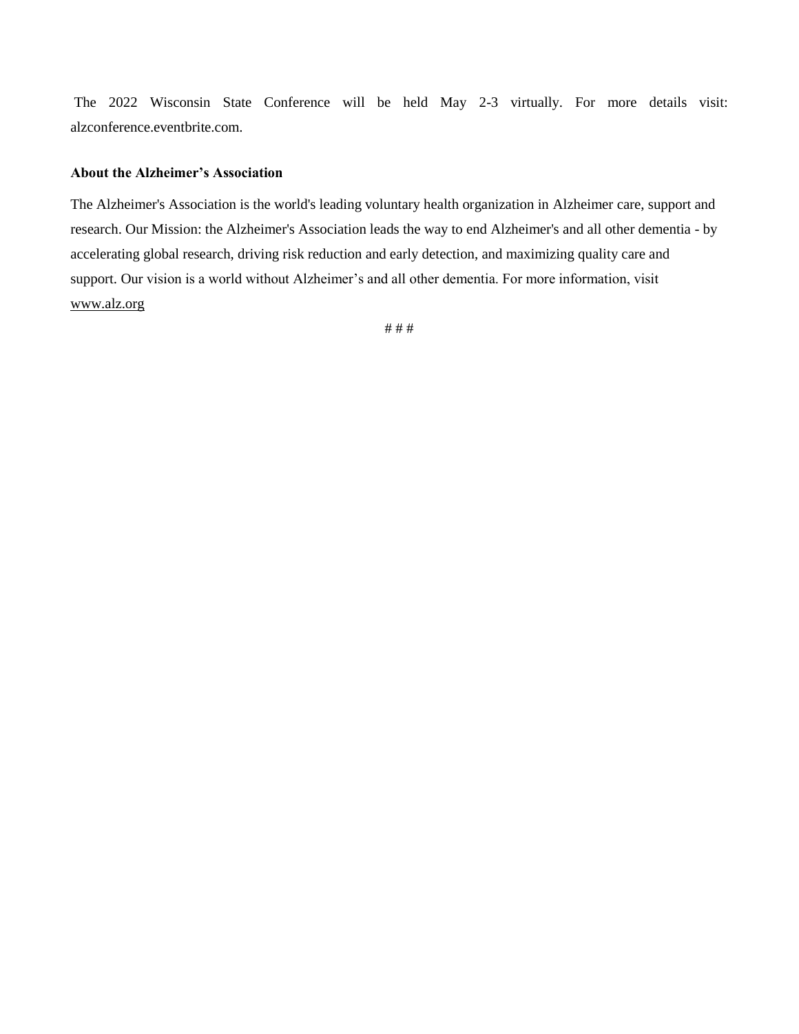The 2022 Wisconsin State Conference will be held May 2-3 virtually. For more details visit: alzconference.eventbrite.com.

**About the Alzheimer’s Association**

The Alzheimer's Association is the world's leading voluntary health organization in Alzheimer care, support and research. Our Mission: the Alzheimer's Association leads the way to end Alzheimer's and all other dementia - by accelerating global research, driving risk reduction and early detection, and maximizing quality care and support. Our vision is a world without Alzheimer’s and all other dementia. For more information, visit www.alz.org

# # #